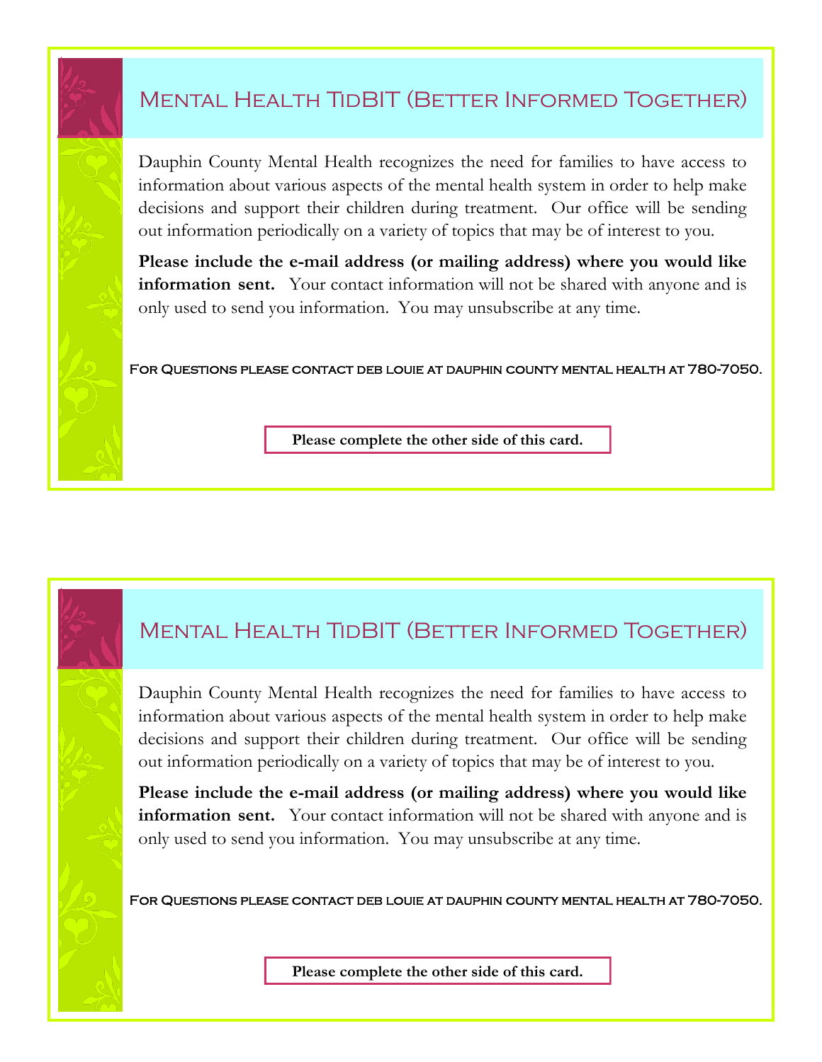## Mental Health TidBIT (Better Informed Together)

Dauphin County Mental Health recognizes the need for families to have access to information about various aspects of the mental health system in order to help make decisions and support their children during treatment. Our office will be sending out information periodically on a variety of topics that may be of interest to you.

**Please include the e-mail address (or mailing address) where you would like information sent.** Your contact information will not be shared with anyone and is only used to send you information. You may unsubscribe at any time.

For Questions please contact deb louie at dauphin county mental health at 780-7050.

**Please complete the other side of this card.**

## Mental Health TidBIT (Better Informed Together)

Dauphin County Mental Health recognizes the need for families to have access to information about various aspects of the mental health system in order to help make decisions and support their children during treatment. Our office will be sending out information periodically on a variety of topics that may be of interest to you.

**Please include the e-mail address (or mailing address) where you would like information sent.** Your contact information will not be shared with anyone and is only used to send you information. You may unsubscribe at any time.

For Questions please contact deb louie at dauphin county mental health at 780-7050.

**Please complete the other side of this card.**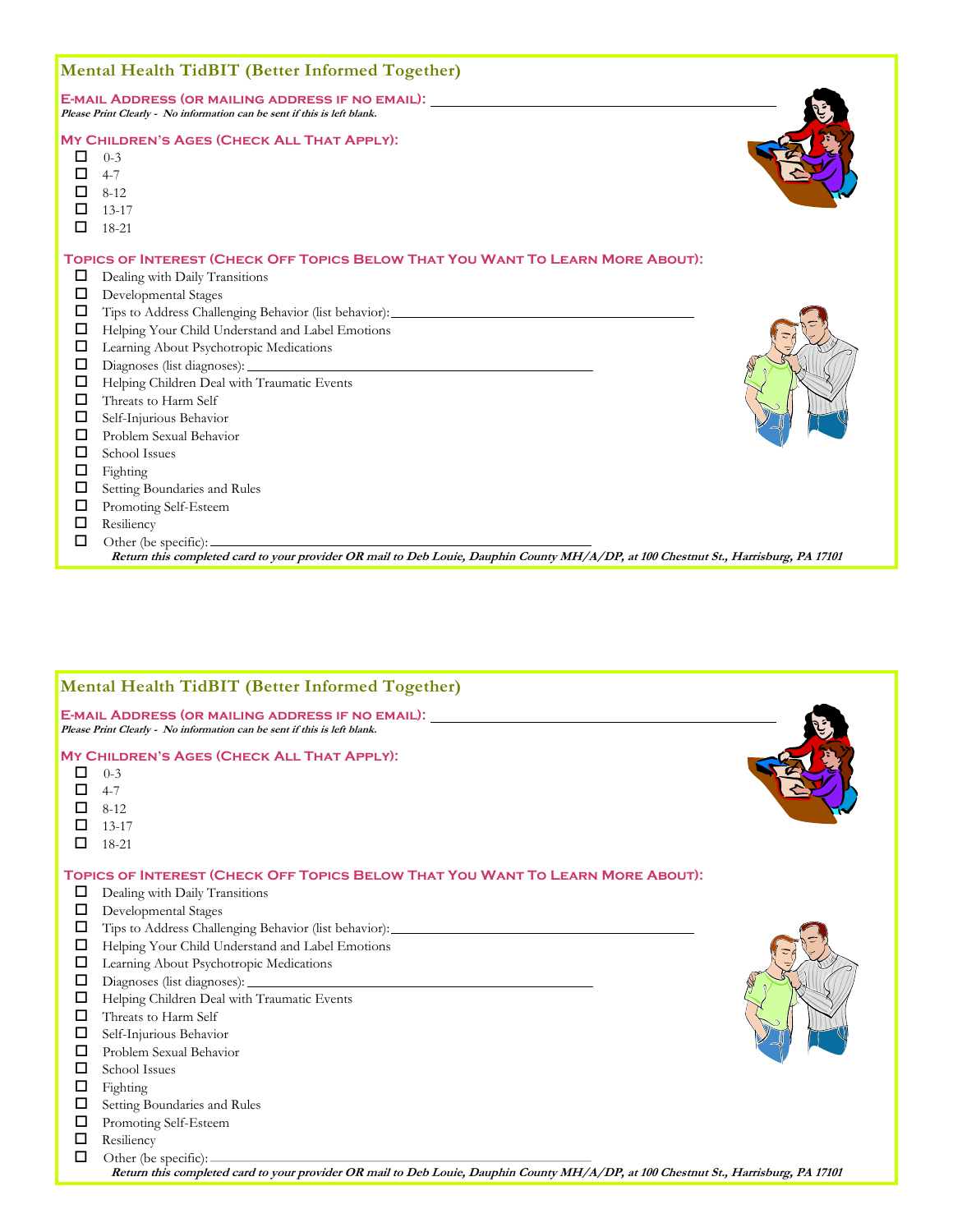## Mental Health TidBIT (Better Informed Together)

**E-mail Address (or mailing address if no email):** ______________________________

***Please Print Clearly - No information can be sent if this is left blank.***

**My Children's Ages (Check All That Apply):**

- ☐ 0-3
- ☐ 4-7
- ☐ 8-12
- ☐ 13-17
- ☐ 18-21

**Topics of Interest (Check Off Topics Below That You Want To Learn More About):**

- ☐ Dealing with Daily Transitions
- ☐ Developmental Stages
- ☐ Tips to Address Challenging Behavior (list behavior): ______________________________
- ☐ Helping Your Child Understand and Label Emotions
- ☐ Learning About Psychotropic Medications
- ☐ Diagnoses (list diagnoses): ______________________________
- ☐ Helping Children Deal with Traumatic Events
- ☐ Threats to Harm Self
- ☐ Self-Injurious Behavior
- ☐ Problem Sexual Behavior
- ☐ School Issues
- ☐ Fighting
- ☐ Setting Boundaries and Rules
- ☐ Promoting Self-Esteem
- ☐ Resiliency
- ☐ Other (be specific): ______________________________

***Return this completed card to your provider OR mail to Deb Louie, Dauphin County MH/A/DP, at 100 Chestnut St., Harrisburg, PA 17101***

## Mental Health TidBIT (Better Informed Together)

**E-mail Address (or mailing address if no email):** ______________________________

***Please Print Clearly - No information can be sent if this is left blank.***

**My Children's Ages (Check All That Apply):**

- ☐ 0-3
- ☐ 4-7
- ☐ 8-12
- ☐ 13-17
- ☐ 18-21

**Topics of Interest (Check Off Topics Below That You Want To Learn More About):**

- ☐ Dealing with Daily Transitions
- ☐ Developmental Stages
- ☐ Tips to Address Challenging Behavior (list behavior): ______________________________
- ☐ Helping Your Child Understand and Label Emotions
- ☐ Learning About Psychotropic Medications
- ☐ Diagnoses (list diagnoses): ______________________________
- ☐ Helping Children Deal with Traumatic Events
- ☐ Threats to Harm Self
- ☐ Self-Injurious Behavior
- ☐ Problem Sexual Behavior
- ☐ School Issues
- ☐ Fighting
- ☐ Setting Boundaries and Rules
- ☐ Promoting Self-Esteem
- ☐ Resiliency
- ☐ Other (be specific): ______________________________

***Return this completed card to your provider OR mail to Deb Louie, Dauphin County MH/A/DP, at 100 Chestnut St., Harrisburg, PA 17101***